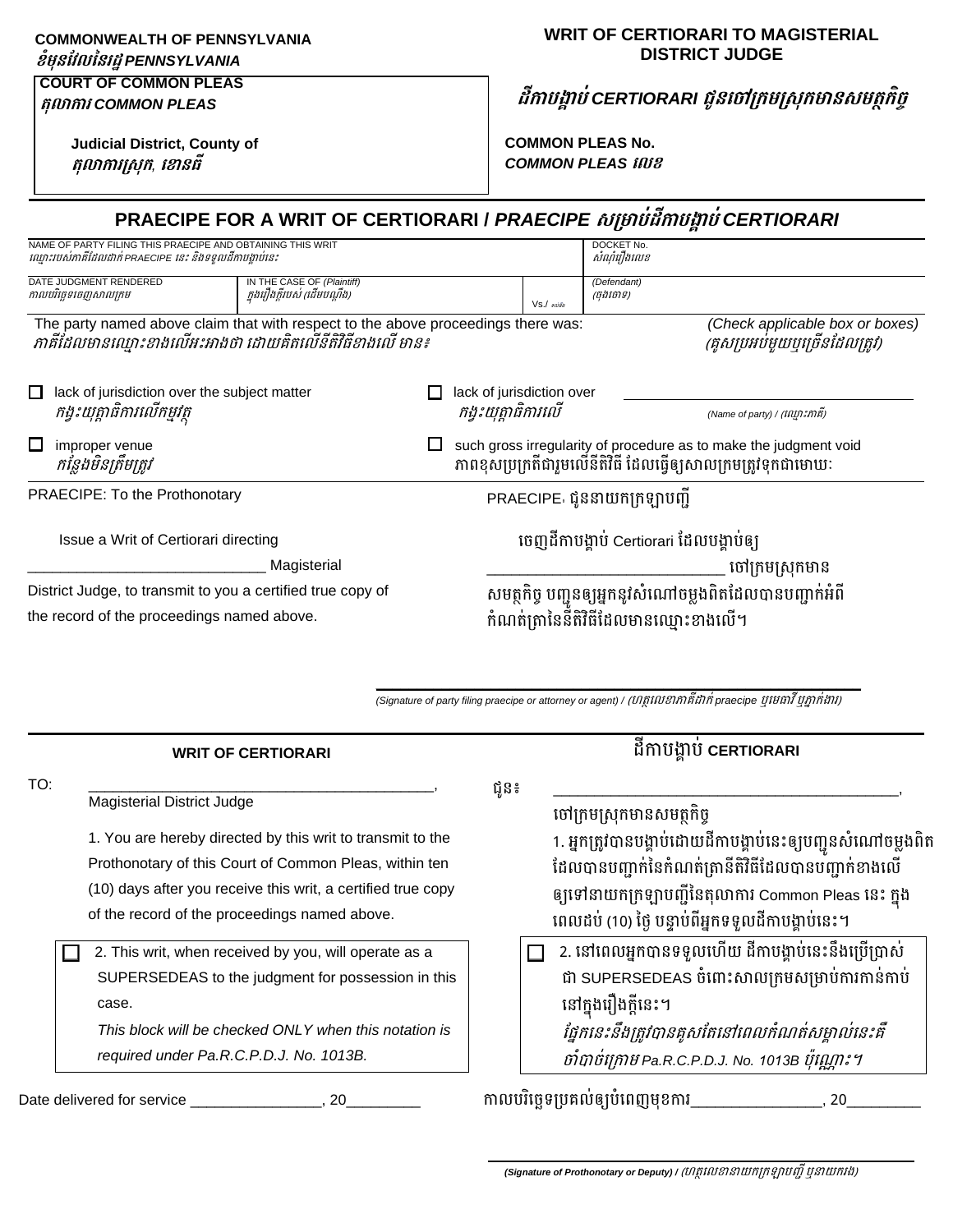**COMMONWEALTH OF PENNSYLVANIA**
*ខំមុនវែលនៃរដ្ឋ PENNSYLVANIA*

**COURT OF COMMON PLEAS**
*តុលាការ COMMON PLEAS*

**Judicial District, County of**
*តុលាការស្រុក, ខោនធី*

**WRIT OF CERTIORARI TO MAGISTERIAL DISTRICT JUDGE**

***ដីកាបង្គាប់ CERTIORARI ជូនចៅក្រមស្រុកមានសមត្ថកិច្ច***

**COMMON PLEAS No.**
***COMMON PLEAS លេខ***

## PRAECIPE FOR A WRIT OF CERTIORARI / *PRAECIPE សម្រាប់ដីកាបង្គាប់ CERTIORARI*

| NAME OF PARTY FILING THIS PRAECIPE AND OBTAINING THIS WRIT *ឈ្មោះរបស់ភាគីដែលដាក់ PRAECIPE នេះ និងទទួលដីកាបង្គាប់នេះ* | | | DOCKET No. *សំណុំរឿងលេខ* |
|---|---|---|---|
| DATE JUDGMENT RENDERED *កាលបរិច្ឆេទចេញសាលក្រម* | IN THE CASE OF *(Plaintiff)* *ក្នុងរឿងក្តីរបស់ (ដើមបណ្តឹង)* | Vs./ *ទល់នឹង* | *(Defendant)* *(ចុងចោទ)* |

The party named above claim that with respect to the above proceedings there was: *(Check applicable box or boxes)*
*ភាគីដែលមានឈ្មោះខាងលើអះអាងថា ដោយគិតលើនីតិវិធីខាងលើ មាន៖* *(គូសប្រអប់មួយឬច្រើនដែលត្រូវ)*

- ☐ lack of jurisdiction over the subject matter
  *កង្វះយុត្តាធិការលើកម្មវត្ថុ*
- ☐ lack of jurisdiction over ______________ *(Name of party) / (ឈ្មោះភាគី)*
  *កង្វះយុត្តាធិការលើ*
- ☐ improper venue
  *កន្លែងមិនត្រឹមត្រូវ*
- ☐ such gross irregularity of procedure as to make the judgment void
  ភាពខុសប្រក្រតីជារួមលើនីតិវិធី ដែលធ្វើឲ្យសាលក្រមត្រូវទុកជាមោឃៈ

PRAECIPE: To the Prothonotary

Issue a Writ of Certiorari directing ____________________________ Magisterial District Judge, to transmit to you a certified true copy of the record of the proceedings named above.

PRAECIPE៖ ជូននាយកក្រឡាបញ្ជី

ចេញដីកាបង្គាប់ Certiorari ដែលបង្គាប់ឲ្យ ____________________________ ចៅក្រមស្រុកមានសមត្ថកិច្ច បញ្ជូនឲ្យអ្នកនូវសំណៅចម្លងពិតដែលបានបញ្ជាក់អំពីកំណត់ត្រានៃនីតិវិធីដែលមានឈ្មោះខាងលើ។

______________________________
*(Signature of party filing praecipe or attorney or agent) / (ហត្ថលេខាភាគីដាក់ praecipe ឬមេធាវី ឬភ្នាក់ងារ)*

---

## WRIT OF CERTIORARI / ដីកាបង្គាប់ CERTIORARI

TO: ________________________________________,
Magisterial District Judge

1. You are hereby directed by this writ to transmit to the Prothonotary of this Court of Common Pleas, within ten (10) days after you receive this writ, a certified true copy of the record of the proceedings named above.

☐ 2. This writ, when received by you, will operate as a SUPERSEDEAS to the judgment for possession in this case.
*This block will be checked ONLY when this notation is required under Pa.R.C.P.D.J. No. 1013B.*

ជូន៖ ________________________________________,
ចៅក្រមស្រុកមានសមត្ថកិច្ច

1. អ្នកត្រូវបានបង្គាប់ដោយដីកាបង្គាប់នេះឲ្យបញ្ជូនសំណៅចម្លងពិតដែលបានបញ្ជាក់នៃកំណត់ត្រានីតិវិធីដែលបានបញ្ជាក់ខាងលើ ឲ្យទៅនាយកក្រឡាបញ្ជីនៃតុលាការ Common Pleas នេះ ក្នុងពេលដប់ (10) ថ្ងៃ បន្ទាប់ពីអ្នកទទួលដីកាបង្គាប់នេះ។

☐ 2. នៅពេលអ្នកបានទទួលហើយ ដីកាបង្គាប់នេះនឹងប្រើប្រាស់ជា SUPERSEDEAS ចំពោះសាលក្រមសម្រាប់ការកាន់កាប់នៅក្នុងរឿងក្តីនេះ។
*ផ្នែកនេះនឹងត្រូវបានគូសតែនៅពេលកំណត់សម្គាល់នេះគឺចាំបាច់ក្រោម Pa.R.C.P.D.J. No. 1013B ប៉ុណ្ណោះ។*

Date delivered for service ________________, 20_________

កាលបរិច្ឆេទប្រគល់ឲ្យបំពេញមុខការ________________, 20_________

______________________________
***(Signature of Prothonotary or Deputy) / (ហត្ថលេខានាយកក្រឡាបញ្ជី ឬនាយករង)***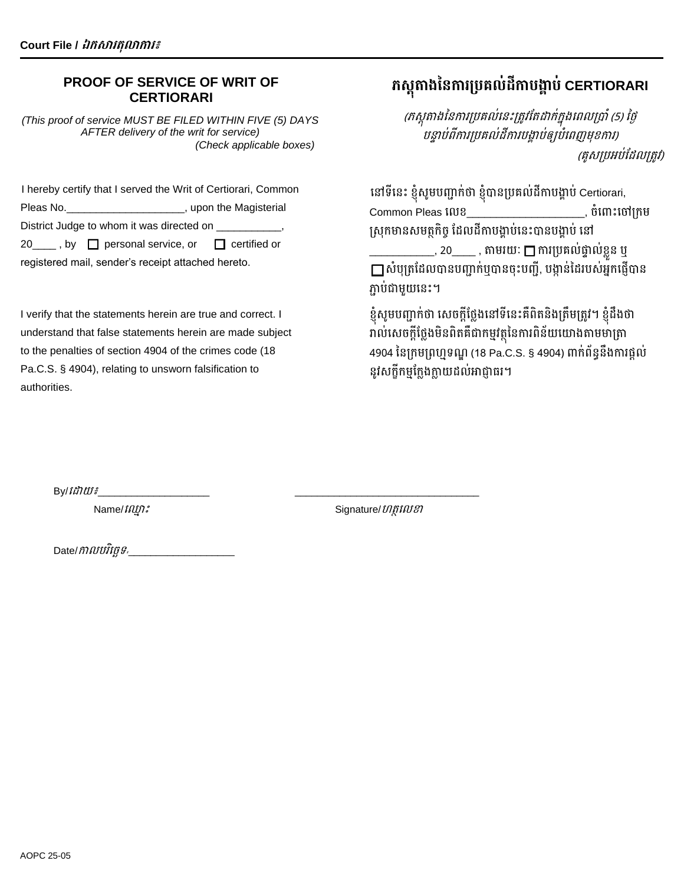**Court File /** *ឯកសារតុលាការ៖*

## PROOF OF SERVICE OF WRIT OF CERTIORARI

*(This proof of service MUST BE FILED WITHIN FIVE (5) DAYS AFTER delivery of the writ for service)*
*(Check applicable boxes)*

I hereby certify that I served the Writ of Certiorari, Common Pleas No.____________________, upon the Magisterial District Judge to whom it was directed on ___________, 20____ , by ☐ personal service, or ☐ certified or registered mail, sender's receipt attached hereto.

I verify that the statements herein are true and correct. I understand that false statements herein are made subject to the penalties of section 4904 of the crimes code (18 Pa.C.S. § 4904), relating to unsworn falsification to authorities.

## ភស្តុតាងនៃការប្រគល់ដីកាបង្គាប់ CERTIORARI

*(ភស្តុតាងនៃការប្រគល់នេះត្រូវតែដាក់ក្នុងពេលប្រាំ (5) ថ្ងៃ បន្ទាប់ពីការប្រគល់ដីកាបង្គាប់ឲ្យបំពេញមុខការ)*
*(គូសប្រអប់ដែលត្រូវ)*

នៅទីនេះ ខ្ញុំសូមបញ្ជាក់ថា ខ្ញុំបានប្រគល់ដីកាបង្គាប់ Certiorari, Common Pleas លេខ____________________, ចំពោះចៅក្រមស្រុកមានសមត្ថកិច្ច ដែលដីកាបង្គាប់នេះបានបង្គាប់ នៅ ___________, 20____ , តាមរយៈ ☐ ការប្រគល់ផ្ទាល់ខ្លួន ឬ ☐ សំបុត្រដែលបានបញ្ជាក់ឬបានចុះបញ្ជី, បង្កាន់ដៃរបស់អ្នកផ្ញើបានភ្ជាប់ជាមួយនេះ។

ខ្ញុំសូមបញ្ជាក់ថា សេចក្តីថ្លែងនៅទីនេះគឺពិតនិងត្រឹមត្រូវ។ ខ្ញុំដឹងថា រាល់សេចក្តីថ្លែងមិនពិតគឺជាកម្មវត្ថុនៃការពិន័យយោងតាមមាត្រា 4904 នៃក្រមព្រហ្មទណ្ឌ (18 Pa.C.S. § 4904) ពាក់ព័ន្ធនឹងការផ្តល់នូវសក្ខីកម្មក្លែងក្លាយដល់អាជ្ញាធរ។

By/*ដោយ៖*____________________ ________________________________

Name/*ឈ្មោះ* Signature/*ហត្ថលេខា*

Date/*កាលបរិច្ឆេទ*,___________________

AOPC 25-05